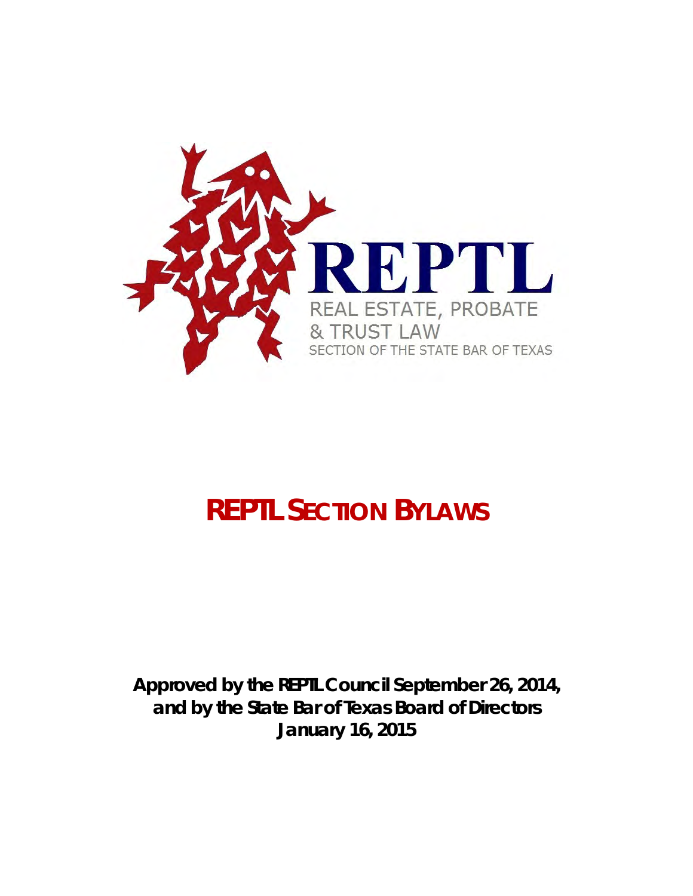REPTL

REAL ESTATE, PROBATE & TRUST LAW

SECTION OF THE STATE BAR OF TEXAS

# REPTL SECTION BYLAWS

**Approved by the REPTL Council September 26, 2014, and by the State Bar of Texas Board of Directors January 16, 2015**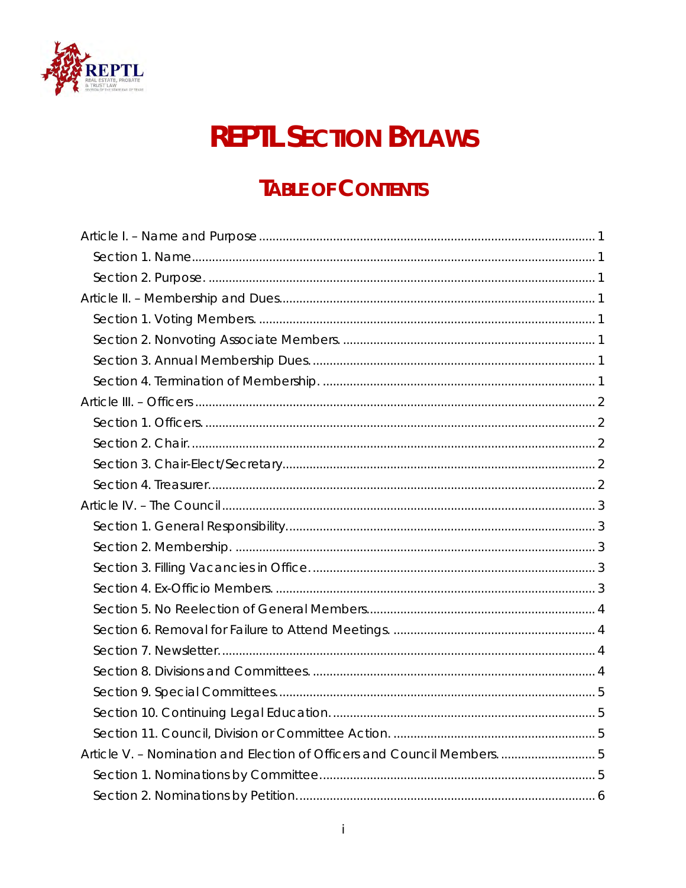# REPTL SECTION BYLAWS

## TABLE OF CONTENTS

Article I. – Name and Purpose .......... 1
- Section 1. Name .......... 1
- Section 2. Purpose. .......... 1

Article II. – Membership and Dues .......... 1
- Section 1. Voting Members. .......... 1
- Section 2. Nonvoting Associate Members. .......... 1
- Section 3. Annual Membership Dues. .......... 1
- Section 4. Termination of Membership. .......... 1

Article III. – Officers .......... 2
- Section 1. Officers. .......... 2
- Section 2. Chair. .......... 2
- Section 3. Chair-Elect/Secretary .......... 2
- Section 4. Treasurer. .......... 2

Article IV. – The Council .......... 3
- Section 1. General Responsibility. .......... 3
- Section 2. Membership. .......... 3
- Section 3. Filling Vacancies in Office. .......... 3
- Section 4. Ex-Officio Members. .......... 3
- Section 5. No Reelection of General Members .......... 4
- Section 6. Removal for Failure to Attend Meetings. .......... 4
- Section 7. Newsletter. .......... 4
- Section 8. Divisions and Committees. .......... 4
- Section 9. Special Committees. .......... 5
- Section 10. Continuing Legal Education. .......... 5
- Section 11. Council, Division or Committee Action. .......... 5

Article V. – Nomination and Election of Officers and Council Members. .......... 5
- Section 1. Nominations by Committee .......... 5
- Section 2. Nominations by Petition. .......... 6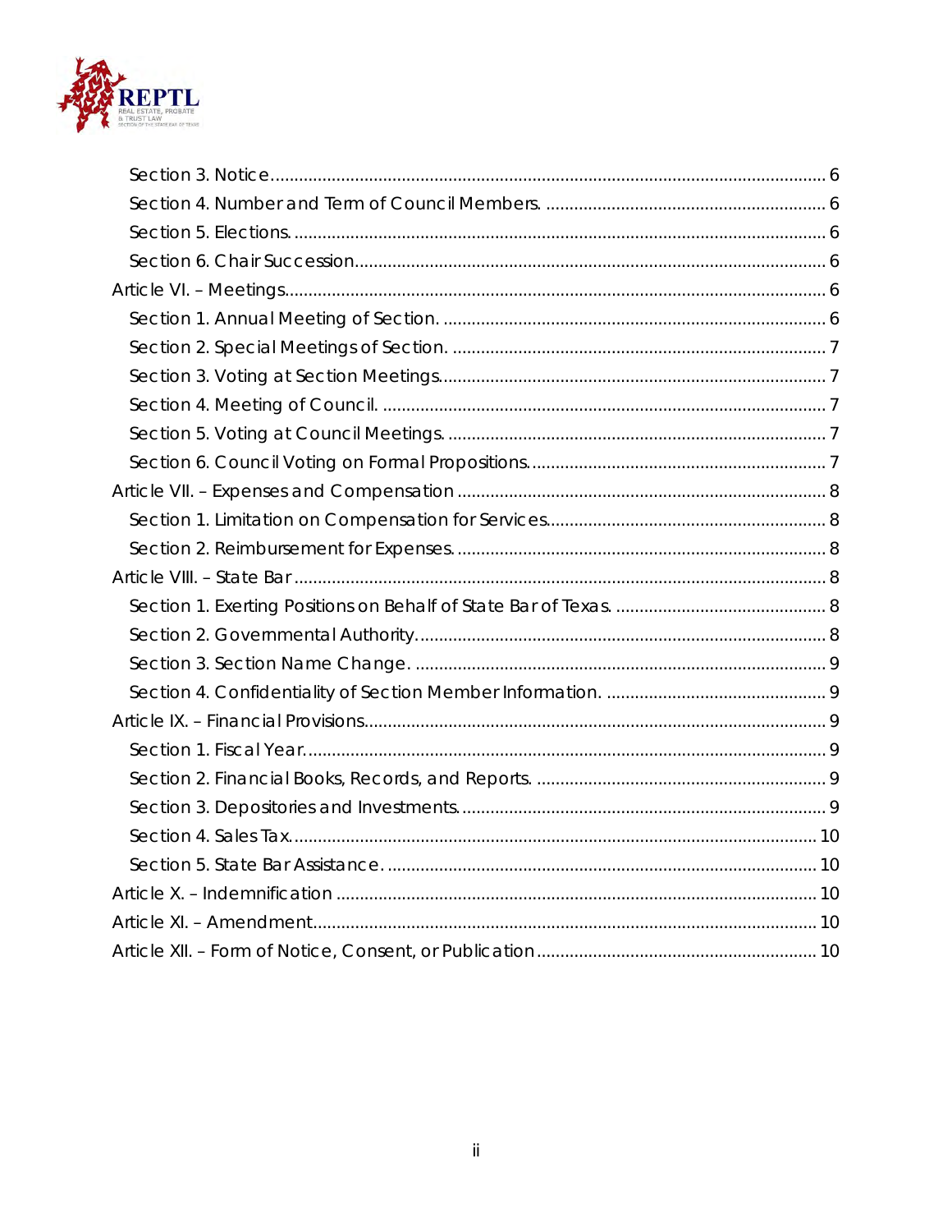Section 3. Notice ........................................................................................................ 6
Section 4. Number and Term of Council Members. ............................................................ 6
Section 5. Elections. ................................................................................................... 6
Section 6. Chair Succession.......................................................................................... 6

Article VI. – Meetings..................................................................................................... 6
Section 1. Annual Meeting of Section. .............................................................................. 6
Section 2. Special Meetings of Section. ............................................................................ 7
Section 3. Voting at Section Meetings............................................................................... 7
Section 4. Meeting of Council. ........................................................................................ 7
Section 5. Voting at Council Meetings. ............................................................................. 7
Section 6. Council Voting on Formal Propositions.............................................................. 7

Article VII. – Expenses and Compensation ......................................................................... 8
Section 1. Limitation on Compensation for Services............................................................ 8
Section 2. Reimbursement for Expenses. ........................................................................... 8

Article VIII. – State Bar ................................................................................................... 8
Section 1. Exerting Positions on Behalf of State Bar of Texas. ............................................. 8
Section 2. Governmental Authority.................................................................................... 8
Section 3. Section Name Change. .................................................................................... 9
Section 4. Confidentiality of Section Member Information. .................................................. 9

Article IX. – Financial Provisions...................................................................................... 9
Section 1. Fiscal Year.................................................................................................... 9
Section 2. Financial Books, Records, and Reports. ............................................................. 9
Section 3. Depositories and Investments............................................................................ 9
Section 4. Sales Tax..................................................................................................... 10
Section 5. State Bar Assistance. ..................................................................................... 10

Article X. – Indemnification ............................................................................................ 10

Article XI. – Amendment................................................................................................. 10

Article XII. – Form of Notice, Consent, or Publication ........................................................ 10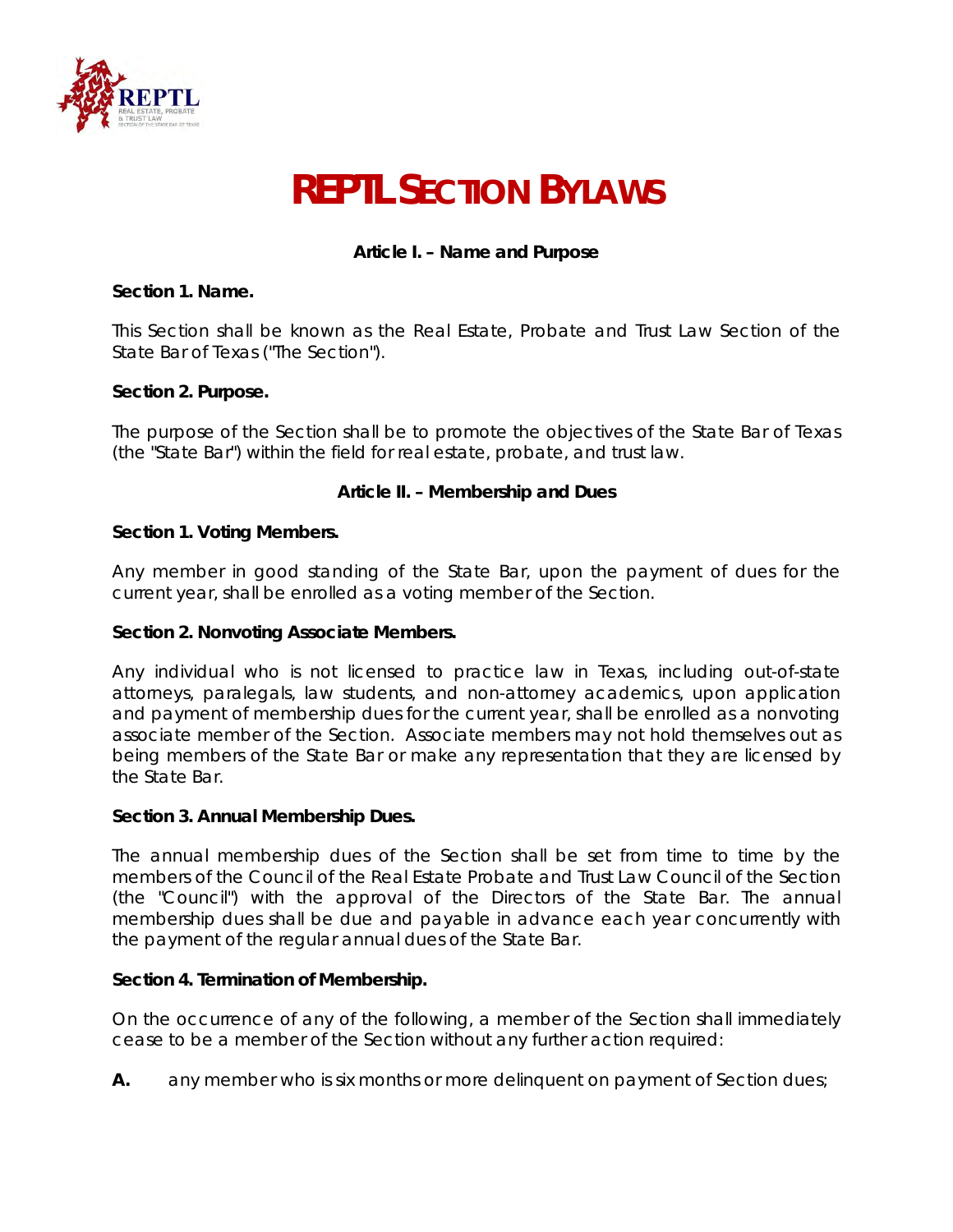# REPTL SECTION BYLAWS

### Article I. – Name and Purpose

**Section 1. Name.**

This Section shall be known as the Real Estate, Probate and Trust Law Section of the State Bar of Texas ("The Section").

**Section 2. Purpose.**

The purpose of the Section shall be to promote the objectives of the State Bar of Texas (the "State Bar") within the field for real estate, probate, and trust law.

### Article II. – Membership and Dues

**Section 1. Voting Members.**

Any member in good standing of the State Bar, upon the payment of dues for the current year, shall be enrolled as a voting member of the Section.

**Section 2. Nonvoting Associate Members.**

Any individual who is not licensed to practice law in Texas, including out-of-state attorneys, paralegals, law students, and non-attorney academics, upon application and payment of membership dues for the current year, shall be enrolled as a nonvoting associate member of the Section. Associate members may not hold themselves out as being members of the State Bar or make any representation that they are licensed by the State Bar.

**Section 3. Annual Membership Dues.**

The annual membership dues of the Section shall be set from time to time by the members of the Council of the Real Estate Probate and Trust Law Council of the Section (the "Council") with the approval of the Directors of the State Bar. The annual membership dues shall be due and payable in advance each year concurrently with the payment of the regular annual dues of the State Bar.

**Section 4. Termination of Membership.**

On the occurrence of any of the following, a member of the Section shall immediately cease to be a member of the Section without any further action required:

**A.** any member who is six months or more delinquent on payment of Section dues;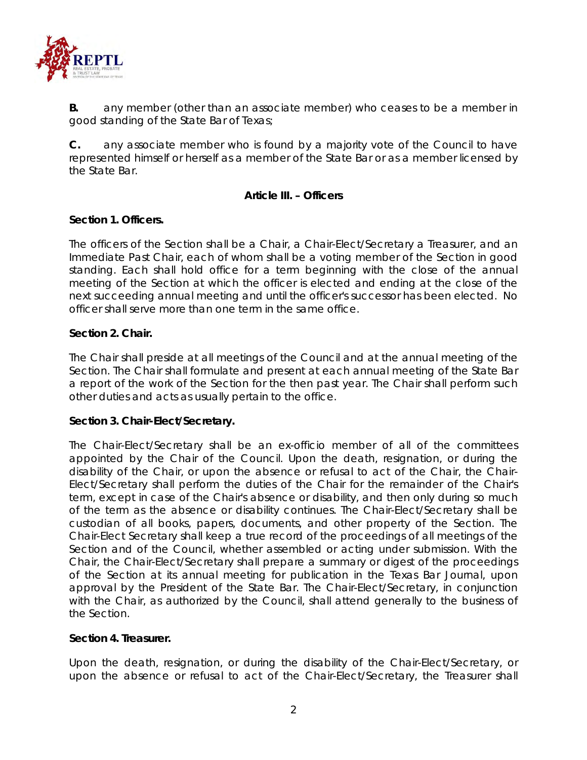**B.** any member (other than an associate member) who ceases to be a member in good standing of the State Bar of Texas;

**C.** any associate member who is found by a majority vote of the Council to have represented himself or herself as a member of the State Bar or as a member licensed by the State Bar.

## Article III. – Officers

### Section 1. Officers.

The officers of the Section shall be a Chair, a Chair-Elect/Secretary a Treasurer, and an Immediate Past Chair, each of whom shall be a voting member of the Section in good standing. Each shall hold office for a term beginning with the close of the annual meeting of the Section at which the officer is elected and ending at the close of the next succeeding annual meeting and until the officer's successor has been elected. No officer shall serve more than one term in the same office.

### Section 2. Chair.

The Chair shall preside at all meetings of the Council and at the annual meeting of the Section. The Chair shall formulate and present at each annual meeting of the State Bar a report of the work of the Section for the then past year. The Chair shall perform such other duties and acts as usually pertain to the office.

### Section 3. Chair-Elect/Secretary.

The Chair-Elect/Secretary shall be an ex-officio member of all of the committees appointed by the Chair of the Council. Upon the death, resignation, or during the disability of the Chair, or upon the absence or refusal to act of the Chair, the Chair-Elect/Secretary shall perform the duties of the Chair for the remainder of the Chair's term, except in case of the Chair's absence or disability, and then only during so much of the term as the absence or disability continues. The Chair-Elect/Secretary shall be custodian of all books, papers, documents, and other property of the Section. The Chair-Elect Secretary shall keep a true record of the proceedings of all meetings of the Section and of the Council, whether assembled or acting under submission. With the Chair, the Chair-Elect/Secretary shall prepare a summary or digest of the proceedings of the Section at its annual meeting for publication in the Texas Bar Journal, upon approval by the President of the State Bar. The Chair-Elect/Secretary, in conjunction with the Chair, as authorized by the Council, shall attend generally to the business of the Section.

### Section 4. Treasurer.

Upon the death, resignation, or during the disability of the Chair-Elect/Secretary, or upon the absence or refusal to act of the Chair-Elect/Secretary, the Treasurer shall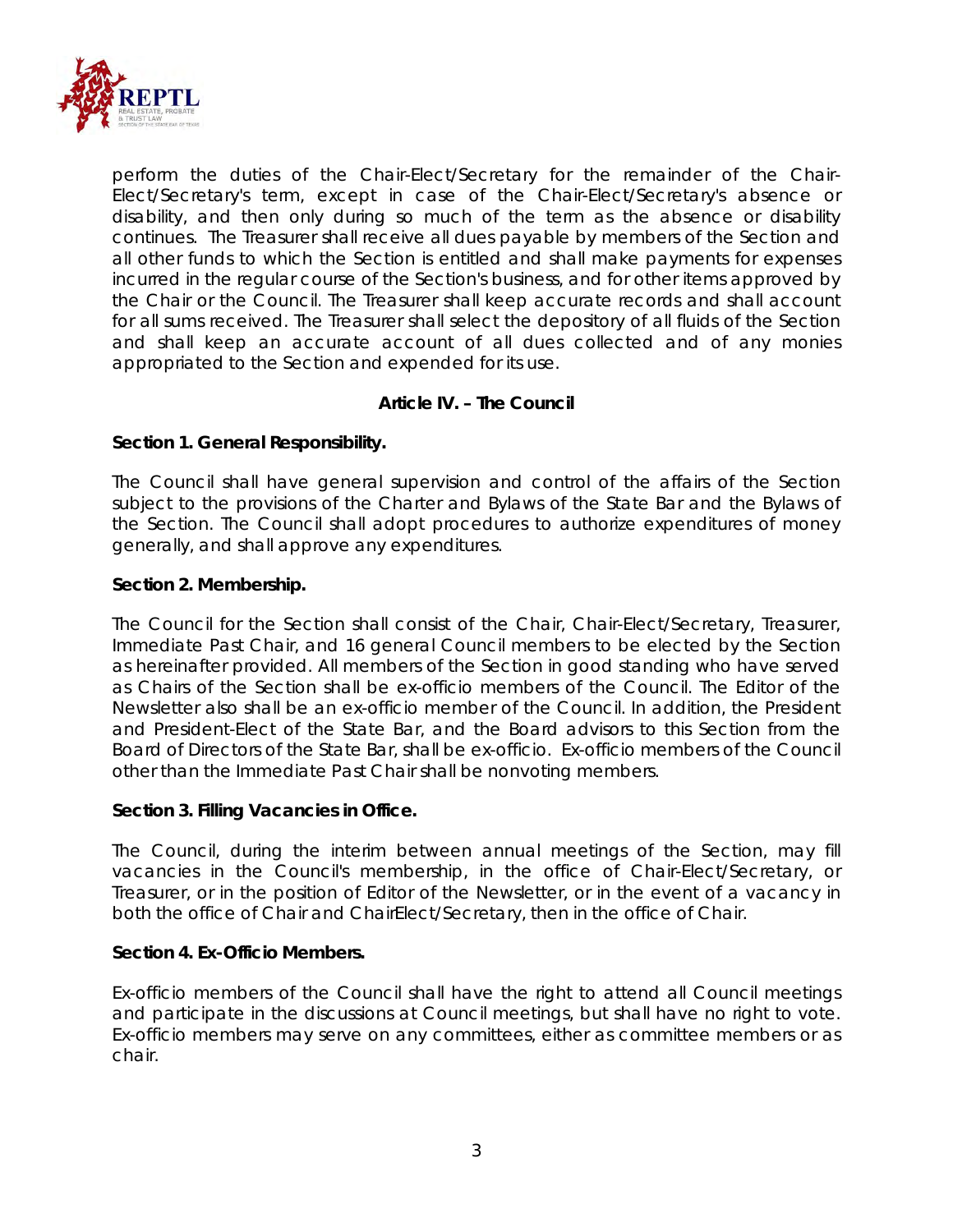perform the duties of the Chair-Elect/Secretary for the remainder of the Chair-Elect/Secretary's term, except in case of the Chair-Elect/Secretary's absence or disability, and then only during so much of the term as the absence or disability continues. The Treasurer shall receive all dues payable by members of the Section and all other funds to which the Section is entitled and shall make payments for expenses incurred in the regular course of the Section's business, and for other items approved by the Chair or the Council. The Treasurer shall keep accurate records and shall account for all sums received. The Treasurer shall select the depository of all fluids of the Section and shall keep an accurate account of all dues collected and of any monies appropriated to the Section and expended for its use.

## Article IV. – The Council

**Section 1. General Responsibility.**

The Council shall have general supervision and control of the affairs of the Section subject to the provisions of the Charter and Bylaws of the State Bar and the Bylaws of the Section. The Council shall adopt procedures to authorize expenditures of money generally, and shall approve any expenditures.

**Section 2. Membership.**

The Council for the Section shall consist of the Chair, Chair-Elect/Secretary, Treasurer, Immediate Past Chair, and 16 general Council members to be elected by the Section as hereinafter provided. All members of the Section in good standing who have served as Chairs of the Section shall be ex-officio members of the Council. The Editor of the Newsletter also shall be an ex-officio member of the Council. In addition, the President and President-Elect of the State Bar, and the Board advisors to this Section from the Board of Directors of the State Bar, shall be ex-officio. Ex-officio members of the Council other than the Immediate Past Chair shall be nonvoting members.

**Section 3. Filling Vacancies in Office.**

The Council, during the interim between annual meetings of the Section, may fill vacancies in the Council's membership, in the office of Chair-Elect/Secretary, or Treasurer, or in the position of Editor of the Newsletter, or in the event of a vacancy in both the office of Chair and ChairElect/Secretary, then in the office of Chair.

**Section 4. Ex-Officio Members.**

Ex-officio members of the Council shall have the right to attend all Council meetings and participate in the discussions at Council meetings, but shall have no right to vote. Ex-officio members may serve on any committees, either as committee members or as chair.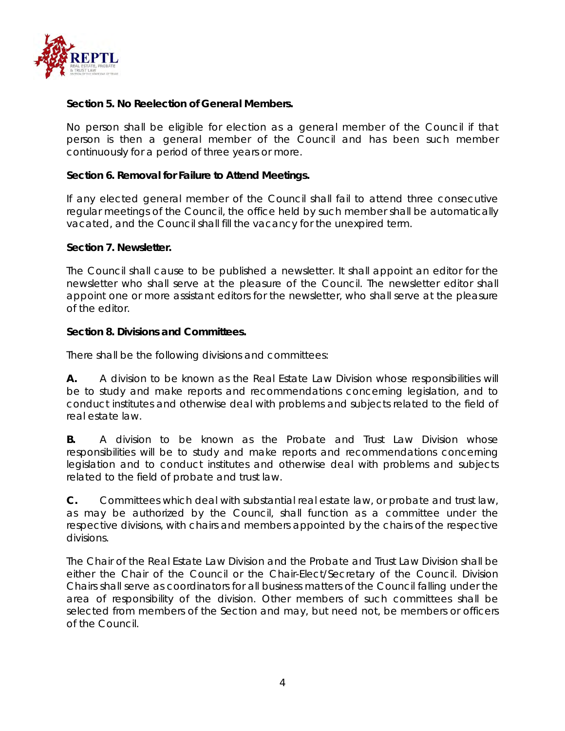**Section 5. No Reelection of General Members.**

No person shall be eligible for election as a general member of the Council if that person is then a general member of the Council and has been such member continuously for a period of three years or more.

**Section 6. Removal for Failure to Attend Meetings.**

If any elected general member of the Council shall fail to attend three consecutive regular meetings of the Council, the office held by such member shall be automatically vacated, and the Council shall fill the vacancy for the unexpired term.

**Section 7. Newsletter.**

The Council shall cause to be published a newsletter. It shall appoint an editor for the newsletter who shall serve at the pleasure of the Council. The newsletter editor shall appoint one or more assistant editors for the newsletter, who shall serve at the pleasure of the editor.

**Section 8. Divisions and Committees.**

There shall be the following divisions and committees:

**A.** A division to be known as the Real Estate Law Division whose responsibilities will be to study and make reports and recommendations concerning legislation, and to conduct institutes and otherwise deal with problems and subjects related to the field of real estate law.

**B.** A division to be known as the Probate and Trust Law Division whose responsibilities will be to study and make reports and recommendations concerning legislation and to conduct institutes and otherwise deal with problems and subjects related to the field of probate and trust law.

**C.** Committees which deal with substantial real estate law, or probate and trust law, as may be authorized by the Council, shall function as a committee under the respective divisions, with chairs and members appointed by the chairs of the respective divisions.

The Chair of the Real Estate Law Division and the Probate and Trust Law Division shall be either the Chair of the Council or the Chair-Elect/Secretary of the Council. Division Chairs shall serve as coordinators for all business matters of the Council falling under the area of responsibility of the division. Other members of such committees shall be selected from members of the Section and may, but need not, be members or officers of the Council.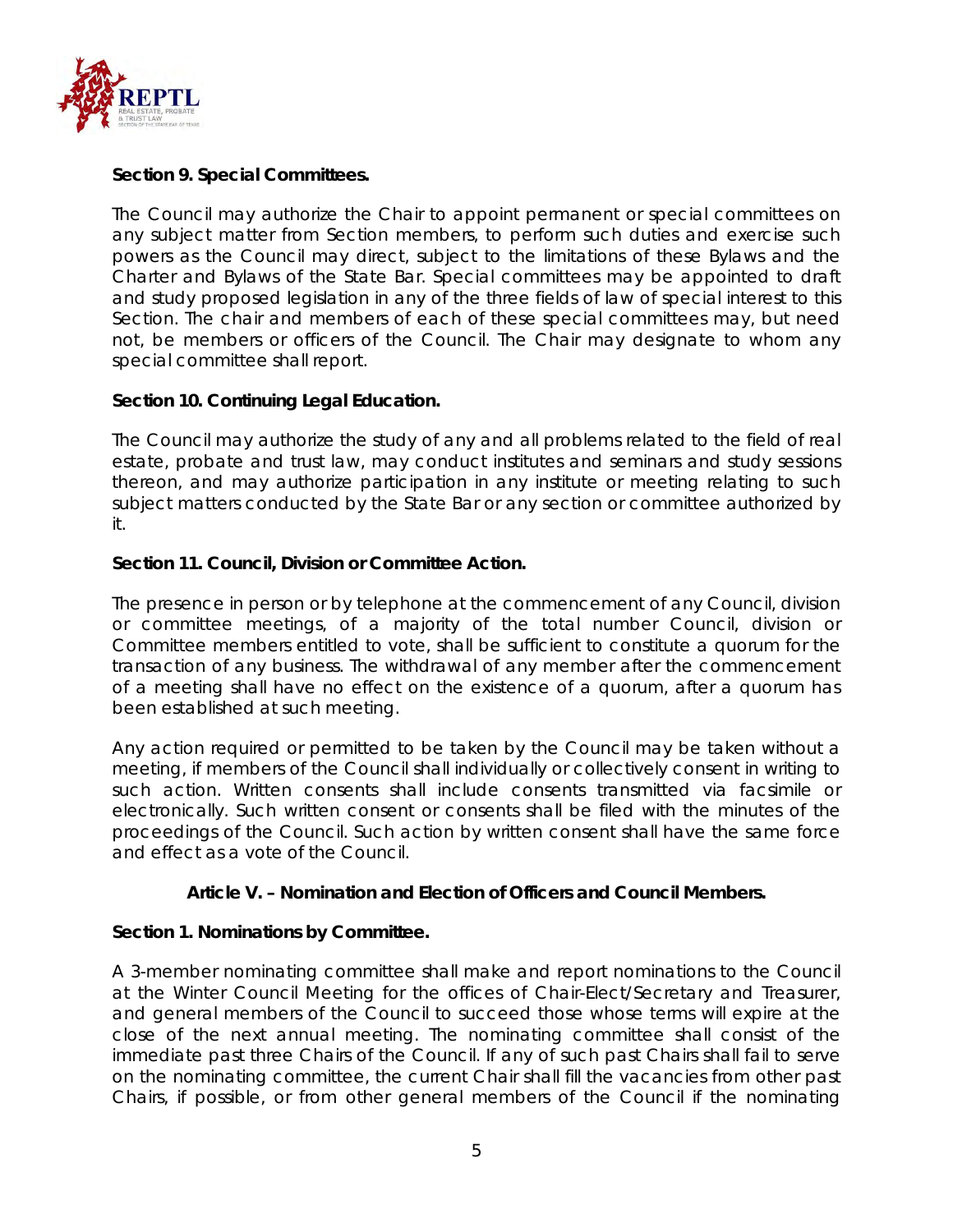**Section 9. Special Committees.**

The Council may authorize the Chair to appoint permanent or special committees on any subject matter from Section members, to perform such duties and exercise such powers as the Council may direct, subject to the limitations of these Bylaws and the Charter and Bylaws of the State Bar. Special committees may be appointed to draft and study proposed legislation in any of the three fields of law of special interest to this Section. The chair and members of each of these special committees may, but need not, be members or officers of the Council. The Chair may designate to whom any special committee shall report.

**Section 10. Continuing Legal Education.**

The Council may authorize the study of any and all problems related to the field of real estate, probate and trust law, may conduct institutes and seminars and study sessions thereon, and may authorize participation in any institute or meeting relating to such subject matters conducted by the State Bar or any section or committee authorized by it.

**Section 11. Council, Division or Committee Action.**

The presence in person or by telephone at the commencement of any Council, division or committee meetings, of a majority of the total number Council, division or Committee members entitled to vote, shall be sufficient to constitute a quorum for the transaction of any business. The withdrawal of any member after the commencement of a meeting shall have no effect on the existence of a quorum, after a quorum has been established at such meeting.

Any action required or permitted to be taken by the Council may be taken without a meeting, if members of the Council shall individually or collectively consent in writing to such action. Written consents shall include consents transmitted via facsimile or electronically. Such written consent or consents shall be filed with the minutes of the proceedings of the Council. Such action by written consent shall have the same force and effect as a vote of the Council.

## Article V. – Nomination and Election of Officers and Council Members.

**Section 1. Nominations by Committee.**

A 3-member nominating committee shall make and report nominations to the Council at the Winter Council Meeting for the offices of Chair-Elect/Secretary and Treasurer, and general members of the Council to succeed those whose terms will expire at the close of the next annual meeting. The nominating committee shall consist of the immediate past three Chairs of the Council. If any of such past Chairs shall fail to serve on the nominating committee, the current Chair shall fill the vacancies from other past Chairs, if possible, or from other general members of the Council if the nominating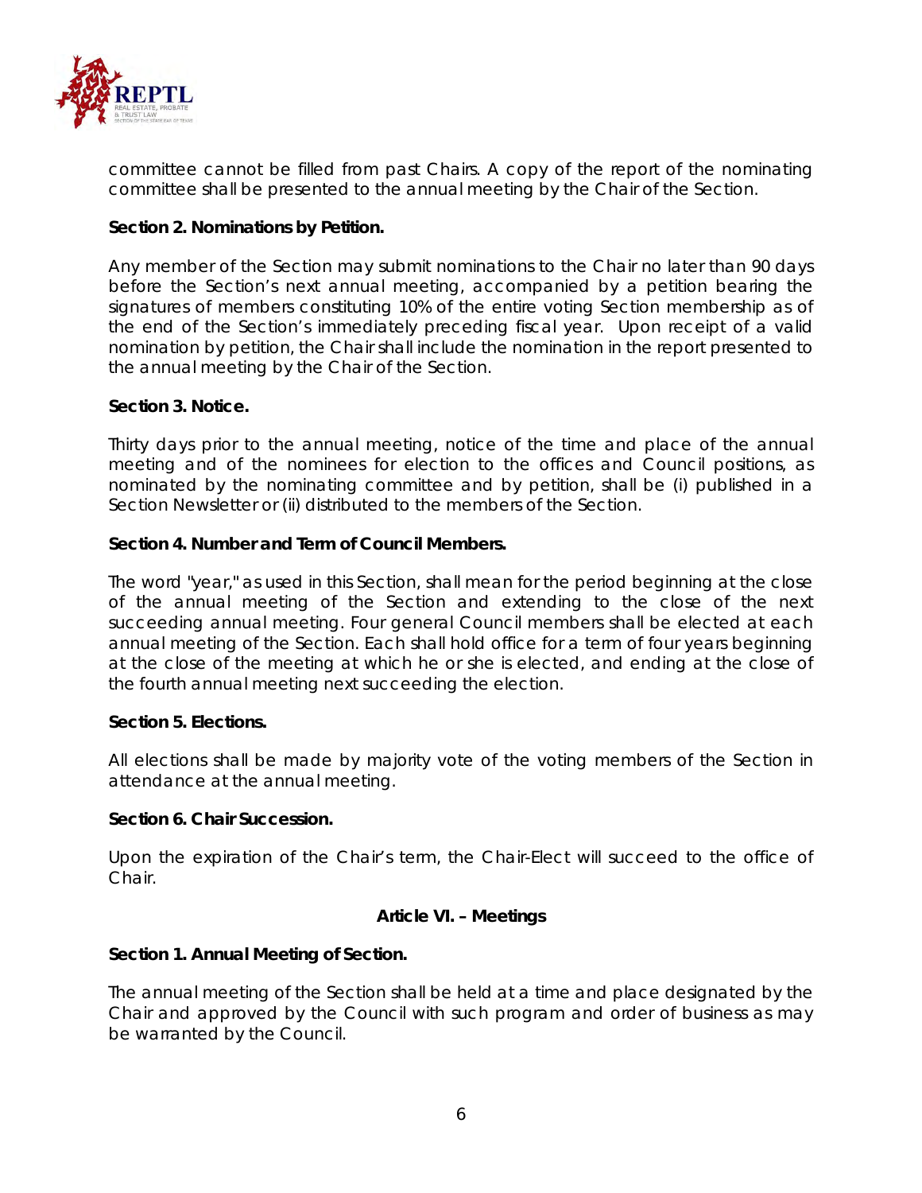committee cannot be filled from past Chairs. A copy of the report of the nominating committee shall be presented to the annual meeting by the Chair of the Section.

**Section 2. Nominations by Petition.**

Any member of the Section may submit nominations to the Chair no later than 90 days before the Section's next annual meeting, accompanied by a petition bearing the signatures of members constituting 10% of the entire voting Section membership as of the end of the Section's immediately preceding fiscal year. Upon receipt of a valid nomination by petition, the Chair shall include the nomination in the report presented to the annual meeting by the Chair of the Section.

**Section 3. Notice.**

Thirty days prior to the annual meeting, notice of the time and place of the annual meeting and of the nominees for election to the offices and Council positions, as nominated by the nominating committee and by petition, shall be (i) published in a Section Newsletter or (ii) distributed to the members of the Section.

**Section 4. Number and Term of Council Members.**

The word "year," as used in this Section, shall mean for the period beginning at the close of the annual meeting of the Section and extending to the close of the next succeeding annual meeting. Four general Council members shall be elected at each annual meeting of the Section. Each shall hold office for a term of four years beginning at the close of the meeting at which he or she is elected, and ending at the close of the fourth annual meeting next succeeding the election.

**Section 5. Elections.**

All elections shall be made by majority vote of the voting members of the Section in attendance at the annual meeting.

**Section 6. Chair Succession.**

Upon the expiration of the Chair's term, the Chair-Elect will succeed to the office of Chair.

## Article VI. – Meetings

**Section 1. Annual Meeting of Section.**

The annual meeting of the Section shall be held at a time and place designated by the Chair and approved by the Council with such program and order of business as may be warranted by the Council.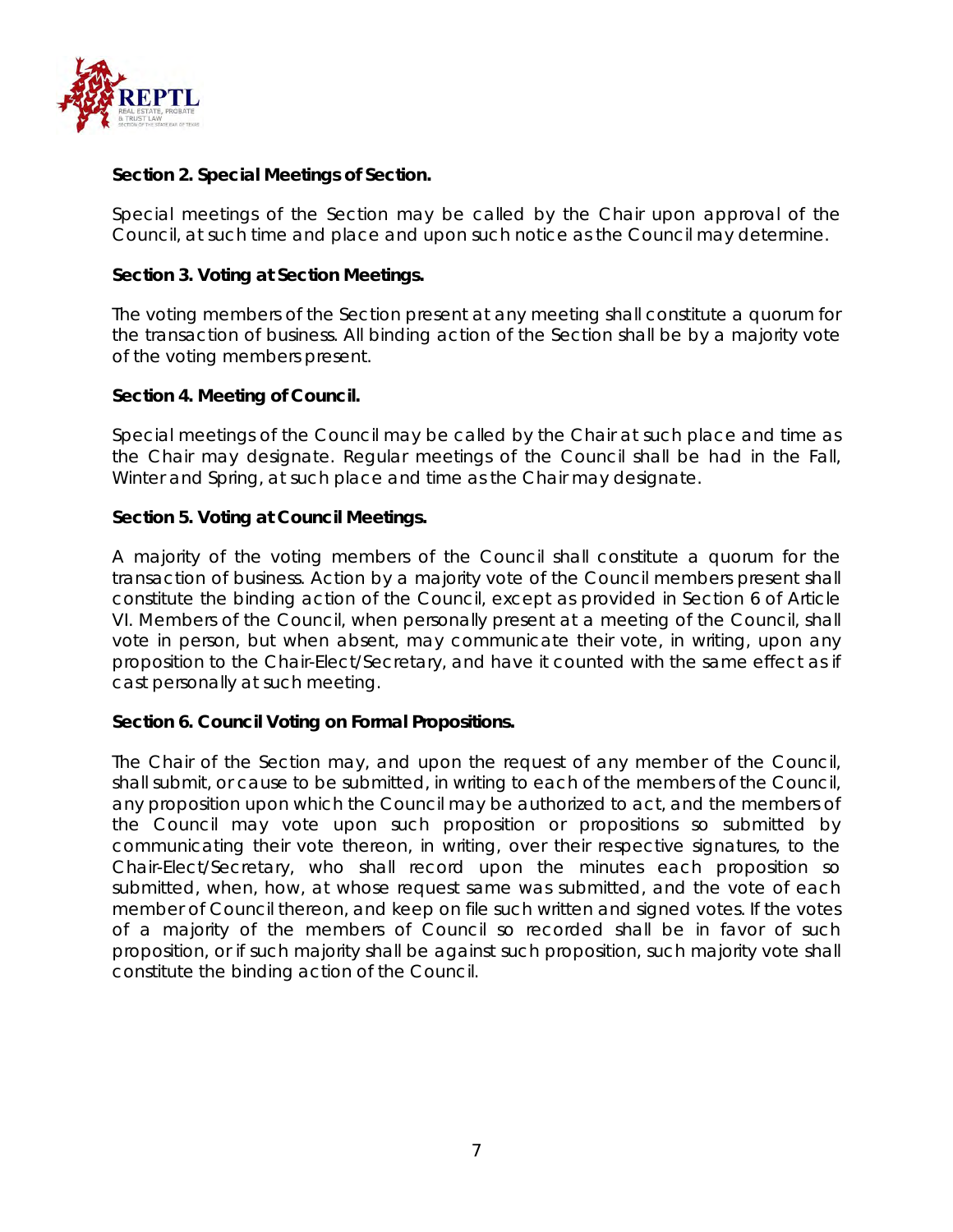**Section 2. Special Meetings of Section.**

Special meetings of the Section may be called by the Chair upon approval of the Council, at such time and place and upon such notice as the Council may determine.

**Section 3. Voting at Section Meetings.**

The voting members of the Section present at any meeting shall constitute a quorum for the transaction of business. All binding action of the Section shall be by a majority vote of the voting members present.

**Section 4. Meeting of Council.**

Special meetings of the Council may be called by the Chair at such place and time as the Chair may designate. Regular meetings of the Council shall be had in the Fall, Winter and Spring, at such place and time as the Chair may designate.

**Section 5. Voting at Council Meetings.**

A majority of the voting members of the Council shall constitute a quorum for the transaction of business. Action by a majority vote of the Council members present shall constitute the binding action of the Council, except as provided in Section 6 of Article VI. Members of the Council, when personally present at a meeting of the Council, shall vote in person, but when absent, may communicate their vote, in writing, upon any proposition to the Chair-Elect/Secretary, and have it counted with the same effect as if cast personally at such meeting.

**Section 6. Council Voting on Formal Propositions.**

The Chair of the Section may, and upon the request of any member of the Council, shall submit, or cause to be submitted, in writing to each of the members of the Council, any proposition upon which the Council may be authorized to act, and the members of the Council may vote upon such proposition or propositions so submitted by communicating their vote thereon, in writing, over their respective signatures, to the Chair-Elect/Secretary, who shall record upon the minutes each proposition so submitted, when, how, at whose request same was submitted, and the vote of each member of Council thereon, and keep on file such written and signed votes. If the votes of a majority of the members of Council so recorded shall be in favor of such proposition, or if such majority shall be against such proposition, such majority vote shall constitute the binding action of the Council.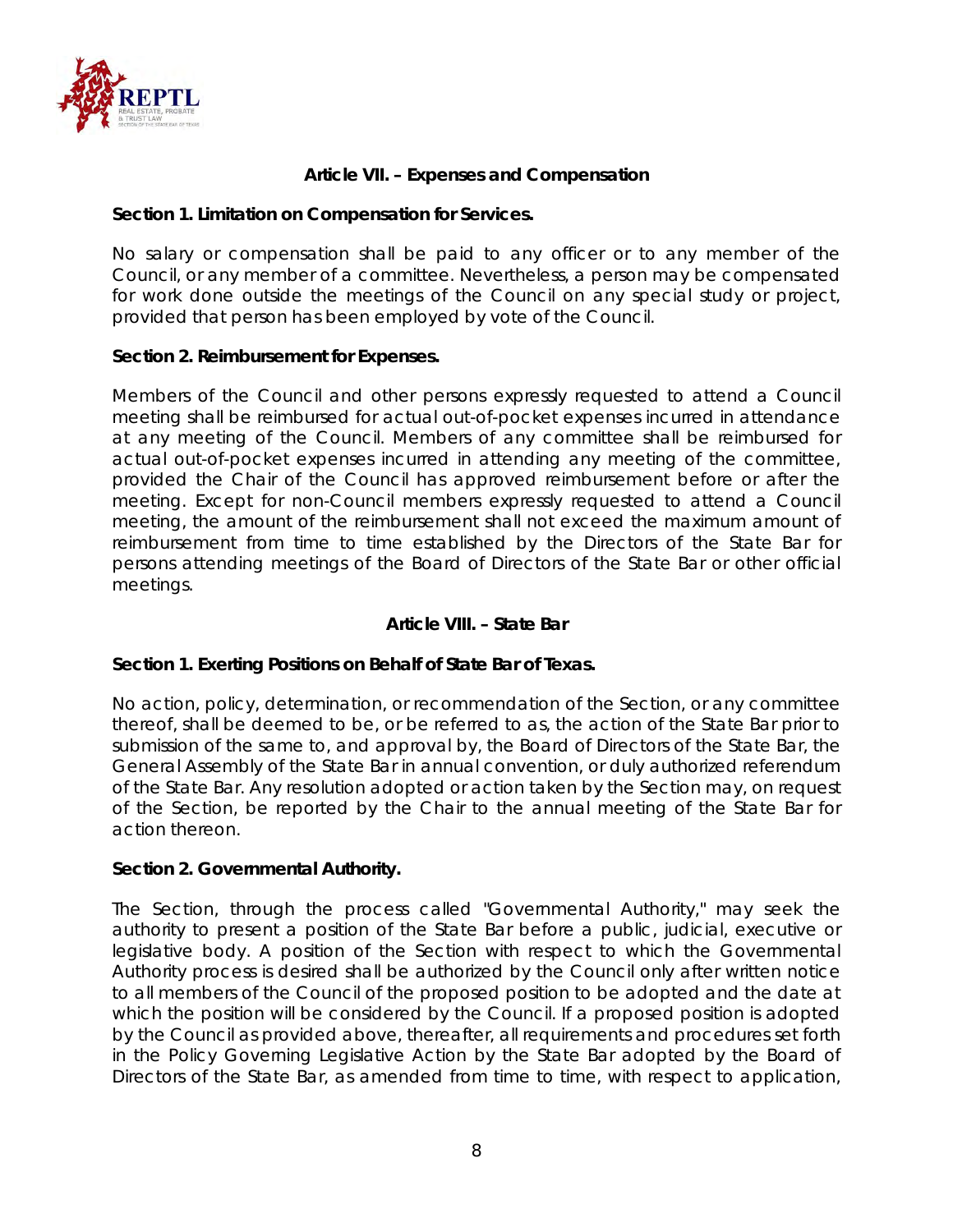## Article VII. – Expenses and Compensation

**Section 1. Limitation on Compensation for Services.**

No salary or compensation shall be paid to any officer or to any member of the Council, or any member of a committee. Nevertheless, a person may be compensated for work done outside the meetings of the Council on any special study or project, provided that person has been employed by vote of the Council.

**Section 2. Reimbursement for Expenses.**

Members of the Council and other persons expressly requested to attend a Council meeting shall be reimbursed for actual out-of-pocket expenses incurred in attendance at any meeting of the Council. Members of any committee shall be reimbursed for actual out-of-pocket expenses incurred in attending any meeting of the committee, provided the Chair of the Council has approved reimbursement before or after the meeting. Except for non-Council members expressly requested to attend a Council meeting, the amount of the reimbursement shall not exceed the maximum amount of reimbursement from time to time established by the Directors of the State Bar for persons attending meetings of the Board of Directors of the State Bar or other official meetings.

## Article VIII. – State Bar

**Section 1. Exerting Positions on Behalf of State Bar of Texas.**

No action, policy, determination, or recommendation of the Section, or any committee thereof, shall be deemed to be, or be referred to as, the action of the State Bar prior to submission of the same to, and approval by, the Board of Directors of the State Bar, the General Assembly of the State Bar in annual convention, or duly authorized referendum of the State Bar. Any resolution adopted or action taken by the Section may, on request of the Section, be reported by the Chair to the annual meeting of the State Bar for action thereon.

**Section 2. Governmental Authority.**

The Section, through the process called "Governmental Authority," may seek the authority to present a position of the State Bar before a public, judicial, executive or legislative body. A position of the Section with respect to which the Governmental Authority process is desired shall be authorized by the Council only after written notice to all members of the Council of the proposed position to be adopted and the date at which the position will be considered by the Council. If a proposed position is adopted by the Council as provided above, thereafter, all requirements and procedures set forth in the Policy Governing Legislative Action by the State Bar adopted by the Board of Directors of the State Bar, as amended from time to time, with respect to application,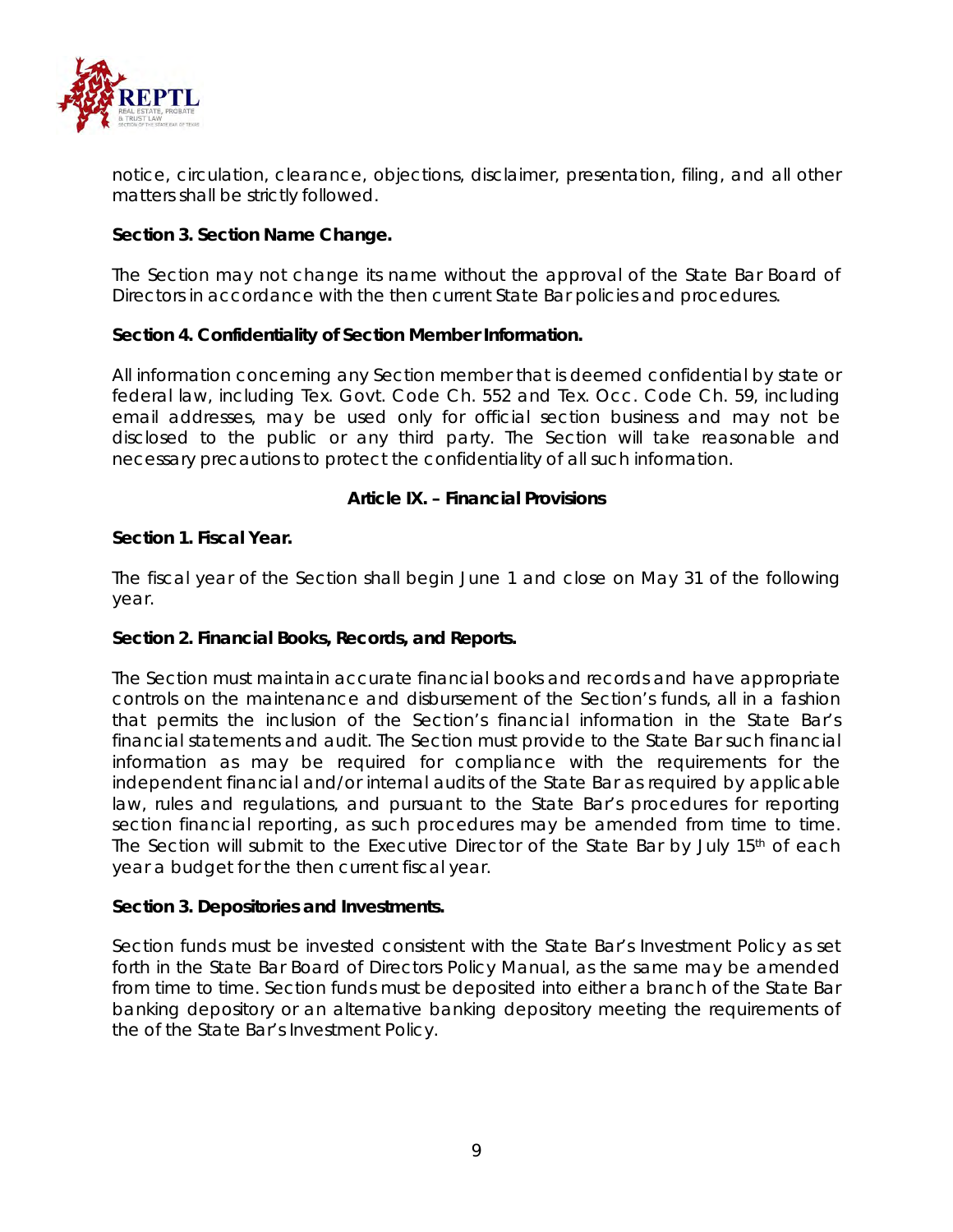notice, circulation, clearance, objections, disclaimer, presentation, filing, and all other matters shall be strictly followed.

**Section 3. Section Name Change.**

The Section may not change its name without the approval of the State Bar Board of Directors in accordance with the then current State Bar policies and procedures.

**Section 4. Confidentiality of Section Member Information.**

All information concerning any Section member that is deemed confidential by state or federal law, including Tex. Govt. Code Ch. 552 and Tex. Occ. Code Ch. 59, including email addresses, may be used only for official section business and may not be disclosed to the public or any third party. The Section will take reasonable and necessary precautions to protect the confidentiality of all such information.

## Article IX. – Financial Provisions

**Section 1. Fiscal Year.**

The fiscal year of the Section shall begin June 1 and close on May 31 of the following year.

**Section 2. Financial Books, Records, and Reports.**

The Section must maintain accurate financial books and records and have appropriate controls on the maintenance and disbursement of the Section's funds, all in a fashion that permits the inclusion of the Section's financial information in the State Bar's financial statements and audit. The Section must provide to the State Bar such financial information as may be required for compliance with the requirements for the independent financial and/or internal audits of the State Bar as required by applicable law, rules and regulations, and pursuant to the State Bar's procedures for reporting section financial reporting, as such procedures may be amended from time to time. The Section will submit to the Executive Director of the State Bar by July 15th of each year a budget for the then current fiscal year.

**Section 3. Depositories and Investments.**

Section funds must be invested consistent with the State Bar's Investment Policy as set forth in the State Bar Board of Directors Policy Manual, as the same may be amended from time to time. Section funds must be deposited into either a branch of the State Bar banking depository or an alternative banking depository meeting the requirements of the of the State Bar's Investment Policy.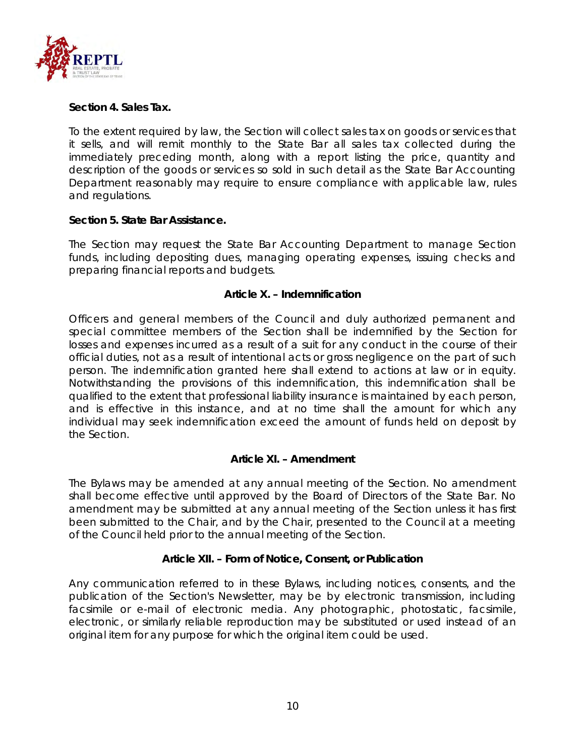**Section 4. Sales Tax.**

To the extent required by law, the Section will collect sales tax on goods or services that it sells, and will remit monthly to the State Bar all sales tax collected during the immediately preceding month, along with a report listing the price, quantity and description of the goods or services so sold in such detail as the State Bar Accounting Department reasonably may require to ensure compliance with applicable law, rules and regulations.

**Section 5. State Bar Assistance.**

The Section may request the State Bar Accounting Department to manage Section funds, including depositing dues, managing operating expenses, issuing checks and preparing financial reports and budgets.

## Article X. – Indemnification

Officers and general members of the Council and duly authorized permanent and special committee members of the Section shall be indemnified by the Section for losses and expenses incurred as a result of a suit for any conduct in the course of their official duties, not as a result of intentional acts or gross negligence on the part of such person. The indemnification granted here shall extend to actions at law or in equity. Notwithstanding the provisions of this indemnification, this indemnification shall be qualified to the extent that professional liability insurance is maintained by each person, and is effective in this instance, and at no time shall the amount for which any individual may seek indemnification exceed the amount of funds held on deposit by the Section.

## Article XI. – Amendment

The Bylaws may be amended at any annual meeting of the Section. No amendment shall become effective until approved by the Board of Directors of the State Bar. No amendment may be submitted at any annual meeting of the Section unless it has first been submitted to the Chair, and by the Chair, presented to the Council at a meeting of the Council held prior to the annual meeting of the Section.

## Article XII. – Form of Notice, Consent, or Publication

Any communication referred to in these Bylaws, including notices, consents, and the publication of the Section's Newsletter, may be by electronic transmission, including facsimile or e-mail of electronic media. Any photographic, photostatic, facsimile, electronic, or similarly reliable reproduction may be substituted or used instead of an original item for any purpose for which the original item could be used.